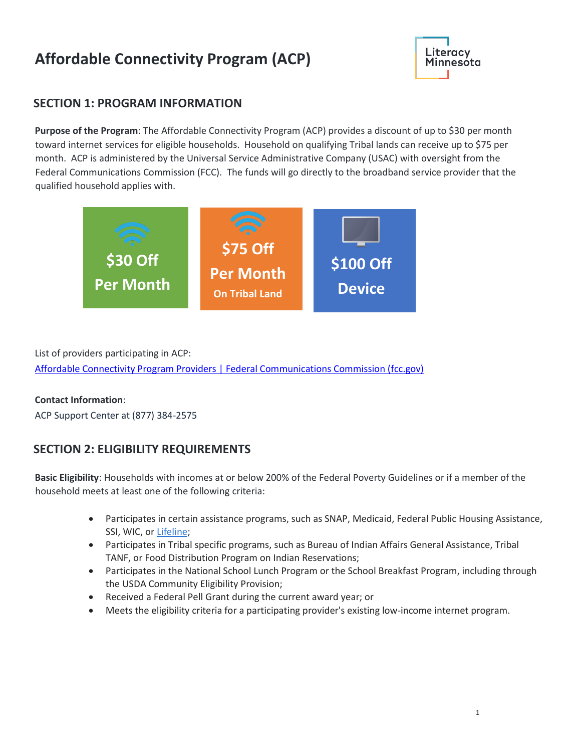# Affordable Connectivity Program (ACP)

Literacy Minnesota

## SECTION 1: PROGRAM INFORMATION

**Purpose of the Program**: The Affordable Connectivity Program (ACP) provides a discount of up to $30 per month toward internet services for eligible households. Household on qualifying Tribal lands can receive up to $75 per month. ACP is administered by the Universal Service Administrative Company (USAC) with oversight from the Federal Communications Commission (FCC). The funds will go directly to the broadband service provider that the qualified household applies with.

**$30 Off Per Month**

**$75 Off Per Month On Tribal Land**

**$100 Off Device**

List of providers participating in ACP:
[Affordable Connectivity Program Providers | Federal Communications Commission (fcc.gov)]

**Contact Information**:
ACP Support Center at (877) 384-2575

## SECTION 2: ELIGIBILITY REQUIREMENTS

**Basic Eligibility**: Households with incomes at or below 200% of the Federal Poverty Guidelines or if a member of the household meets at least one of the following criteria:

- Participates in certain assistance programs, such as SNAP, Medicaid, Federal Public Housing Assistance, SSI, WIC, or Lifeline;
- Participates in Tribal specific programs, such as Bureau of Indian Affairs General Assistance, Tribal TANF, or Food Distribution Program on Indian Reservations;
- Participates in the National School Lunch Program or the School Breakfast Program, including through the USDA Community Eligibility Provision;
- Received a Federal Pell Grant during the current award year; or
- Meets the eligibility criteria for a participating provider's existing low-income internet program.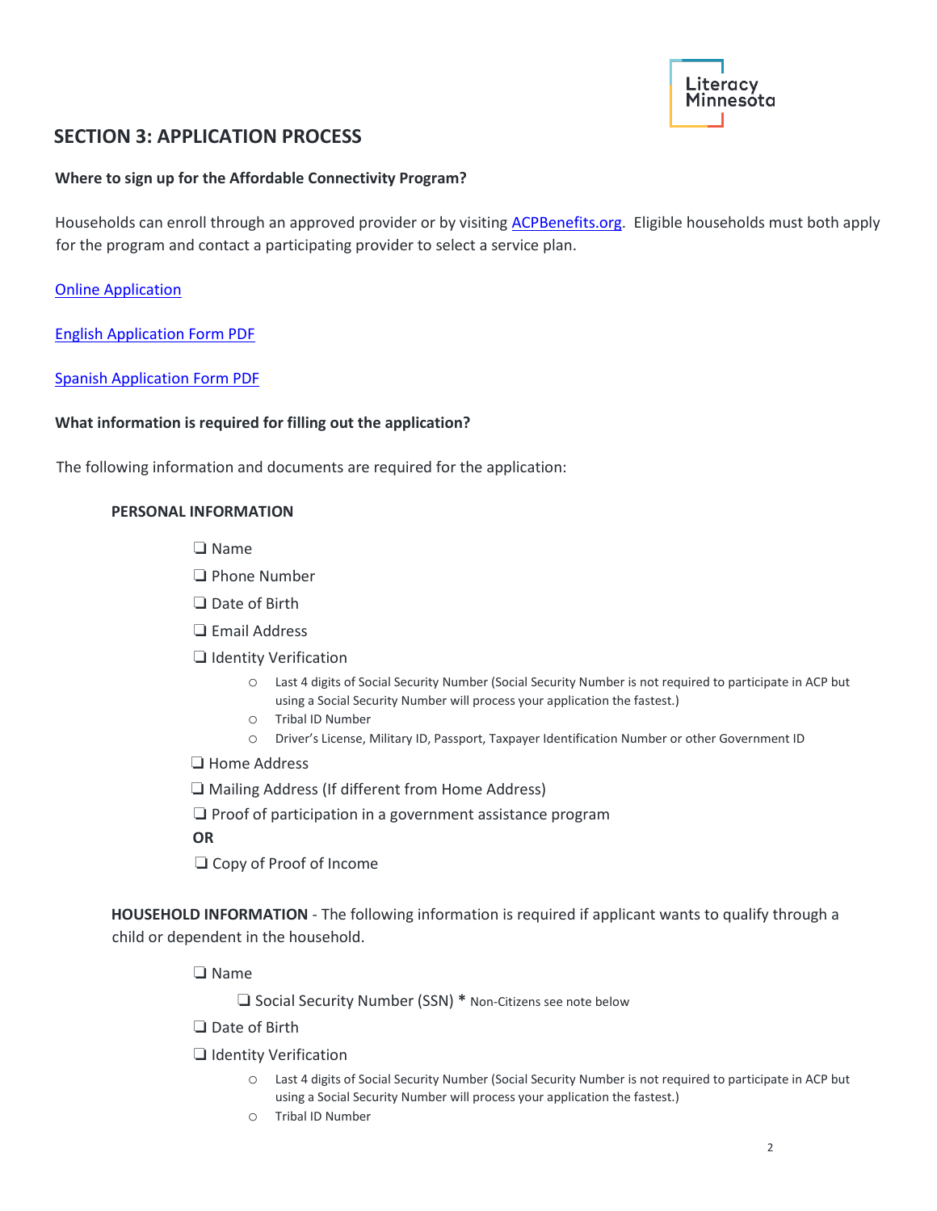## SECTION 3: APPLICATION PROCESS

**Where to sign up for the Affordable Connectivity Program?**

Households can enroll through an approved provider or by visiting ACPBenefits.org. Eligible households must both apply for the program and contact a participating provider to select a service plan.

Online Application

English Application Form PDF

Spanish Application Form PDF

**What information is required for filling out the application?**

The following information and documents are required for the application:

**PERSONAL INFORMATION**

- ❑ Name
- ❑ Phone Number
- ❑ Date of Birth
- ❑ Email Address
- ❑ Identity Verification
  - Last 4 digits of Social Security Number (Social Security Number is not required to participate in ACP but using a Social Security Number will process your application the fastest.)
  - Tribal ID Number
  - Driver's License, Military ID, Passport, Taxpayer Identification Number or other Government ID
- ❑ Home Address
- ❑ Mailing Address (If different from Home Address)
- ❑ Proof of participation in a government assistance program

**OR**

- ❑ Copy of Proof of Income

**HOUSEHOLD INFORMATION** - The following information is required if applicant wants to qualify through a child or dependent in the household.

- ❑ Name
  - ❑ Social Security Number (SSN) * Non-Citizens see note below
- ❑ Date of Birth
- ❑ Identity Verification
  - Last 4 digits of Social Security Number (Social Security Number is not required to participate in ACP but using a Social Security Number will process your application the fastest.)
  - Tribal ID Number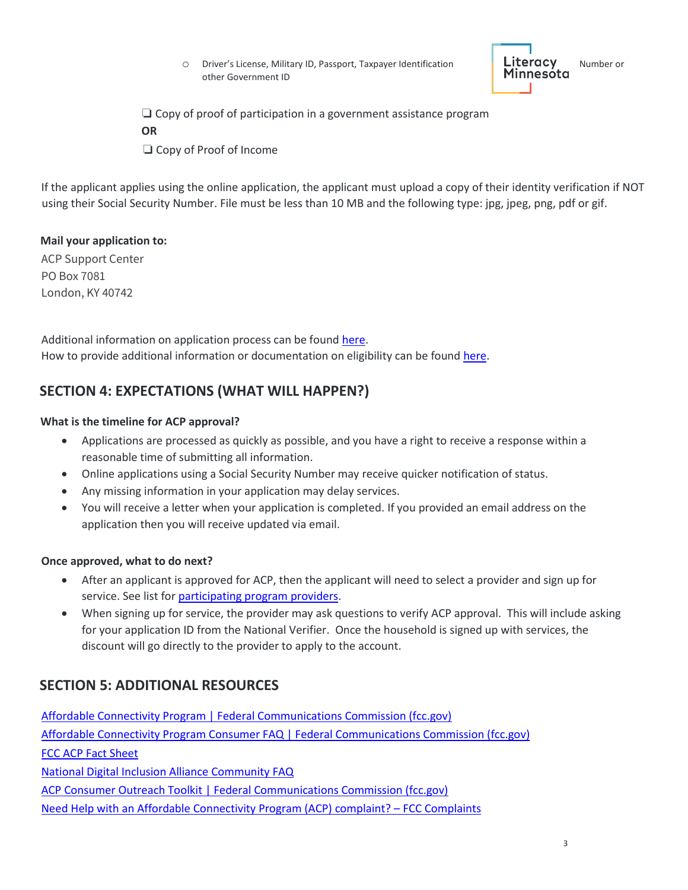- Driver's License, Military ID, Passport, Taxpayer Identification Number or other Government ID

❑ Copy of proof of participation in a government assistance program

**OR**

❑ Copy of Proof of Income

If the applicant applies using the online application, the applicant must upload a copy of their identity verification if NOT using their Social Security Number. File must be less than 10 MB and the following type: jpg, jpeg, png, pdf or gif.

**Mail your application to:**

ACP Support Center
PO Box 7081
London, KY 40742

Additional information on application process can be found here.
How to provide additional information or documentation on eligibility can be found here.

## SECTION 4: EXPECTATIONS (WHAT WILL HAPPEN?)

**What is the timeline for ACP approval?**

- Applications are processed as quickly as possible, and you have a right to receive a response within a reasonable time of submitting all information.
- Online applications using a Social Security Number may receive quicker notification of status.
- Any missing information in your application may delay services.
- You will receive a letter when your application is completed. If you provided an email address on the application then you will receive updated via email.

**Once approved, what to do next?**

- After an applicant is approved for ACP, then the applicant will need to select a provider and sign up for service. See list for participating program providers.
- When signing up for service, the provider may ask questions to verify ACP approval. This will include asking for your application ID from the National Verifier. Once the household is signed up with services, the discount will go directly to the provider to apply to the account.

## SECTION 5: ADDITIONAL RESOURCES

Affordable Connectivity Program | Federal Communications Commission (fcc.gov)
Affordable Connectivity Program Consumer FAQ | Federal Communications Commission (fcc.gov)
FCC ACP Fact Sheet
National Digital Inclusion Alliance Community FAQ
ACP Consumer Outreach Toolkit | Federal Communications Commission (fcc.gov)
Need Help with an Affordable Connectivity Program (ACP) complaint? – FCC Complaints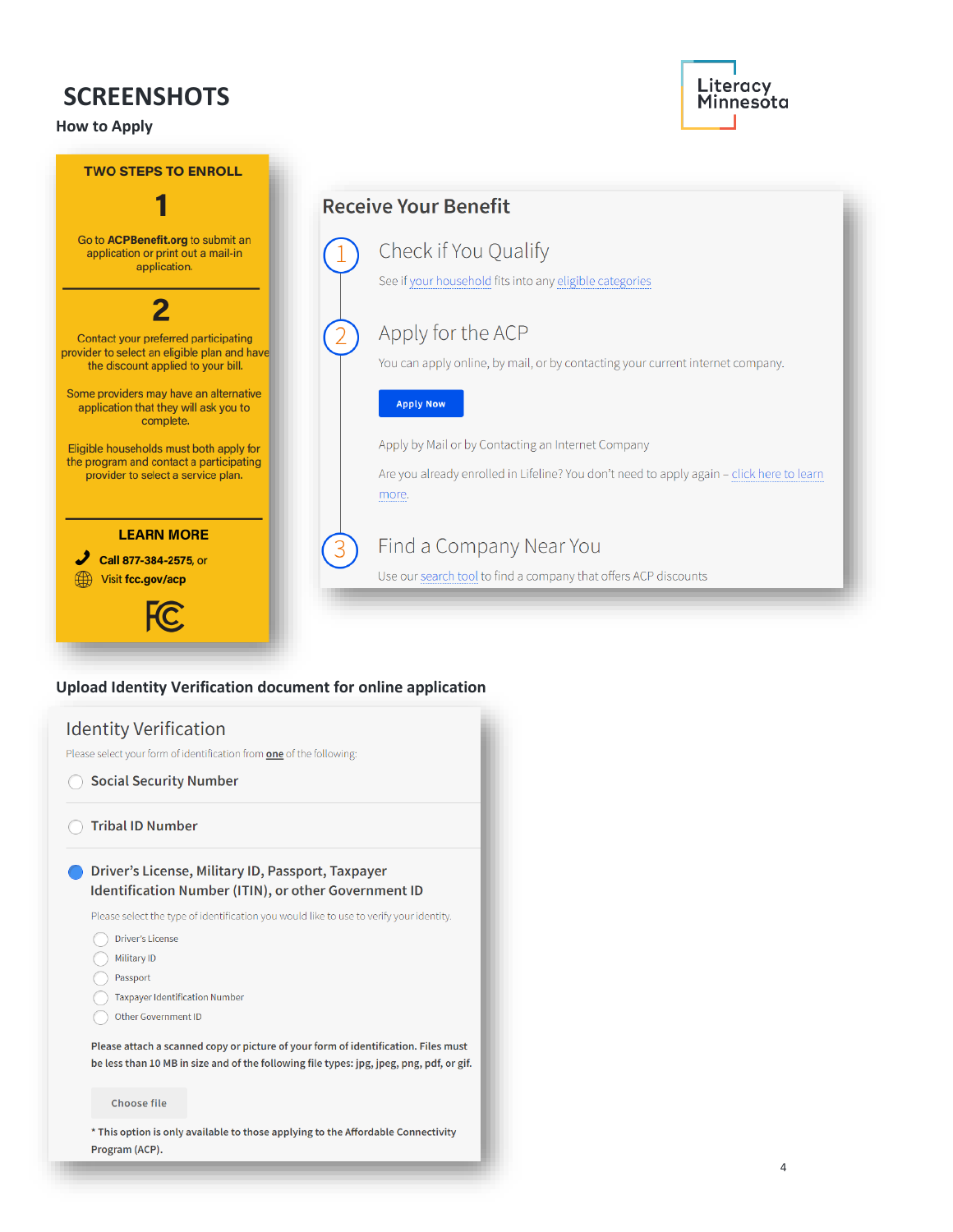# SCREENSHOTS

## How to Apply

**TWO STEPS TO ENROLL**

**1**

Go to **ACPBenefit.org** to submit an application or print out a mail-in application.

**2**

Contact your preferred participating provider to select an eligible plan and have the discount applied to your bill.

Some providers may have an alternative application that they will ask you to complete.

Eligible households must both apply for the program and contact a participating provider to select a service plan.

**LEARN MORE**

**Call 877-384-2575**, or

Visit **fcc.gov/acp**

### Receive Your Benefit

1. Check if You Qualify

   See if your household fits into any eligible categories

2. Apply for the ACP

   You can apply online, by mail, or by contacting your current internet company.

   Apply Now

   Apply by Mail or by Contacting an Internet Company

   Are you already enrolled in Lifeline? You don't need to apply again – click here to learn more.

3. Find a Company Near You

   Use our search tool to find a company that offers ACP discounts

## Upload Identity Verification document for online application

### Identity Verification

Please select your form of identification from **one** of the following:

- Social Security Number
- Tribal ID Number
- Driver's License, Military ID, Passport, Taxpayer Identification Number (ITIN), or other Government ID

Please select the type of identification you would like to use to verify your identity.

- Driver's License
- Military ID
- Passport
- Taxpayer Identification Number
- Other Government ID

Please attach a scanned copy or picture of your form of identification. Files must be less than 10 MB in size and of the following file types: jpg, jpeg, png, pdf, or gif.

Choose file

* This option is only available to those applying to the Affordable Connectivity Program (ACP).